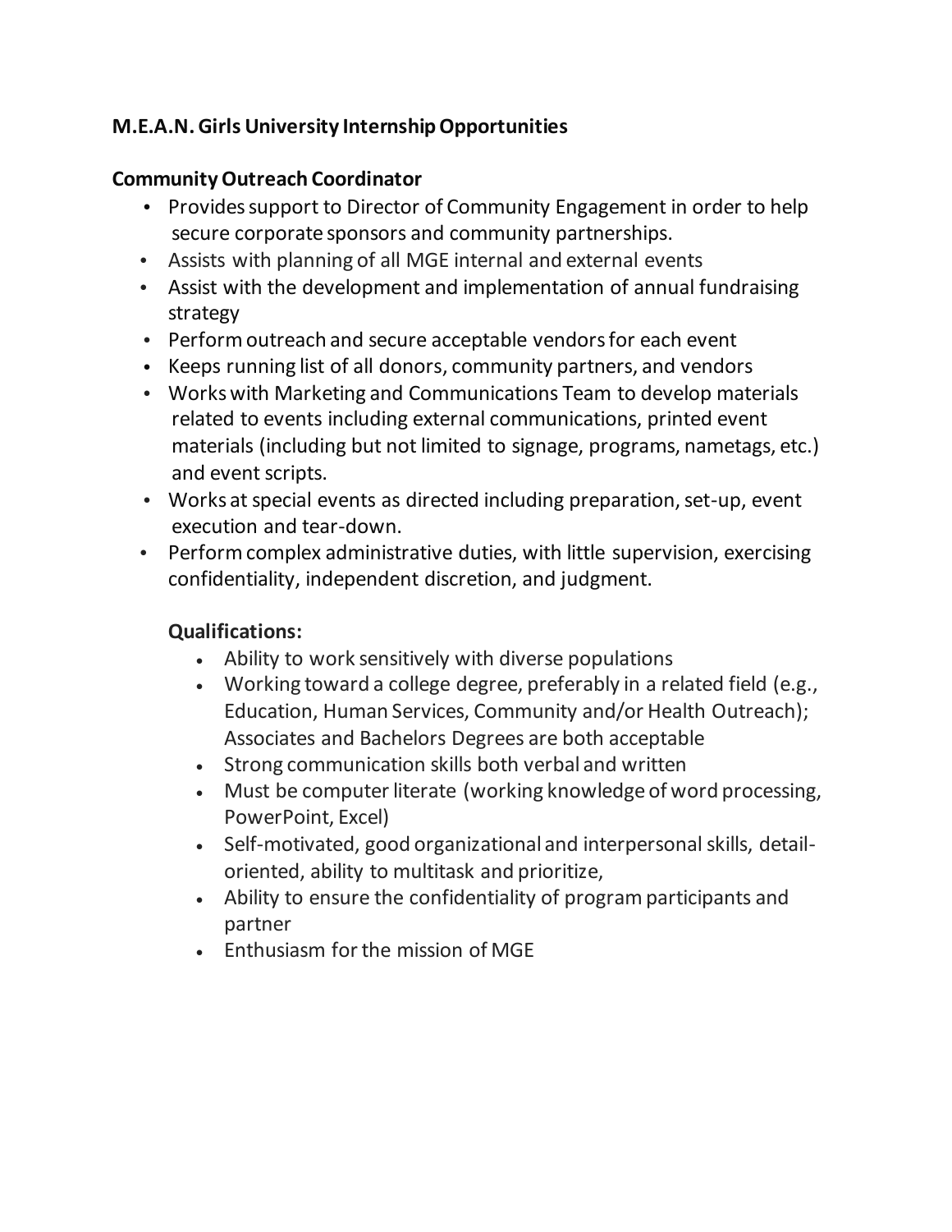**M.E.A.N. Girls University Internship Opportunities**

**Community Outreach Coordinator**

- Provides support to Director of Community Engagement in order to help secure corporate sponsors and community partnerships.
- Assists with planning of all MGE internal and external events
- Assist with the development and implementation of annual fundraising strategy
- Perform outreach and secure acceptable vendors for each event
- Keeps running list of all donors, community partners, and vendors
- Works with Marketing and Communications Team to develop materials related to events including external communications, printed event materials (including but not limited to signage, programs, nametags, etc.) and event scripts.
- Works at special events as directed including preparation, set-up, event execution and tear-down.
- Perform complex administrative duties, with little supervision, exercising confidentiality, independent discretion, and judgment.

**Qualifications:**

- Ability to work sensitively with diverse populations
- Working toward a college degree, preferably in a related field (e.g., Education, Human Services, Community and/or Health Outreach); Associates and Bachelors Degrees are both acceptable
- Strong communication skills both verbal and written
- Must be computer literate (working knowledge of word processing, PowerPoint, Excel)
- Self-motivated, good organizational and interpersonal skills, detail-oriented, ability to multitask and prioritize,
- Ability to ensure the confidentiality of program participants and partner
- Enthusiasm for the mission of MGE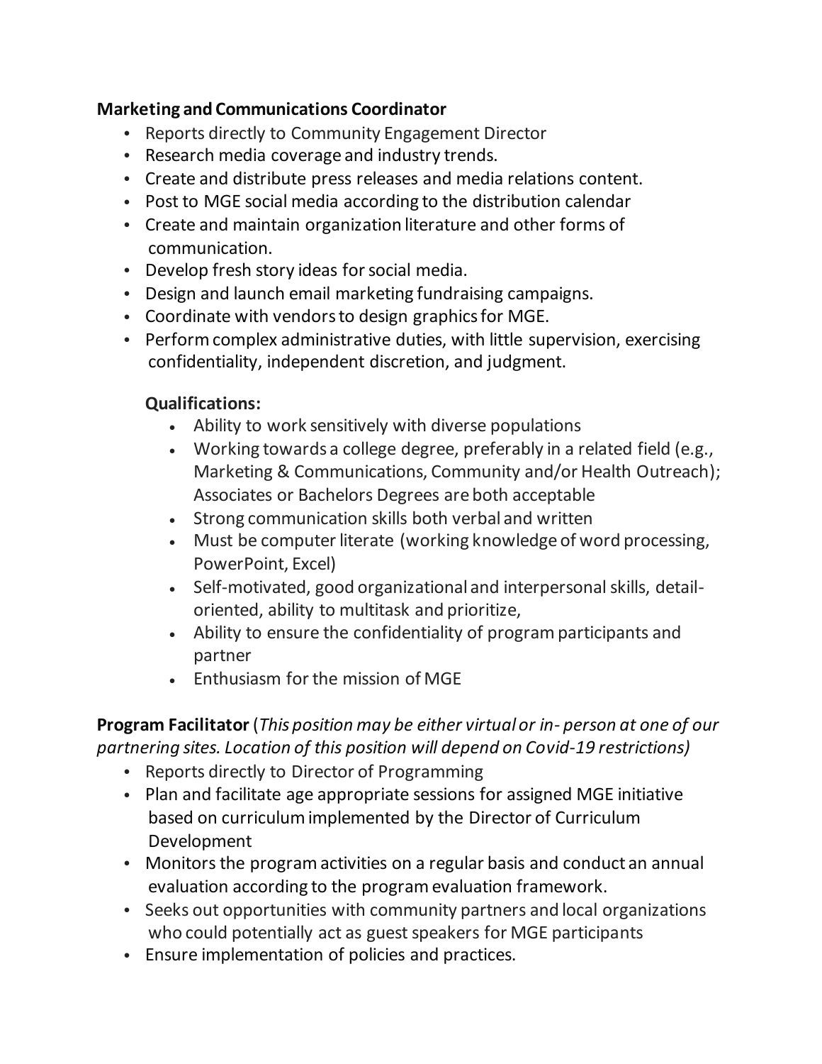**Marketing and Communications Coordinator**

- Reports directly to Community Engagement Director
- Research media coverage and industry trends.
- Create and distribute press releases and media relations content.
- Post to MGE social media according to the distribution calendar
- Create and maintain organization literature and other forms of communication.
- Develop fresh story ideas for social media.
- Design and launch email marketing fundraising campaigns.
- Coordinate with vendors to design graphics for MGE.
- Perform complex administrative duties, with little supervision, exercising confidentiality, independent discretion, and judgment.

**Qualifications:**

- Ability to work sensitively with diverse populations
- Working towards a college degree, preferably in a related field (e.g., Marketing & Communications, Community and/or Health Outreach); Associates or Bachelors Degrees are both acceptable
- Strong communication skills both verbal and written
- Must be computer literate (working knowledge of word processing, PowerPoint, Excel)
- Self-motivated, good organizational and interpersonal skills, detail-oriented, ability to multitask and prioritize,
- Ability to ensure the confidentiality of program participants and partner
- Enthusiasm for the mission of MGE

**Program Facilitator** (*This position may be either virtual or in- person at one of our partnering sites. Location of this position will depend on Covid-19 restrictions)*

- Reports directly to Director of Programming
- Plan and facilitate age appropriate sessions for assigned MGE initiative based on curriculum implemented by the Director of Curriculum Development
- Monitors the program activities on a regular basis and conduct an annual evaluation according to the program evaluation framework.
- Seeks out opportunities with community partners and local organizations who could potentially act as guest speakers for MGE participants
- Ensure implementation of policies and practices.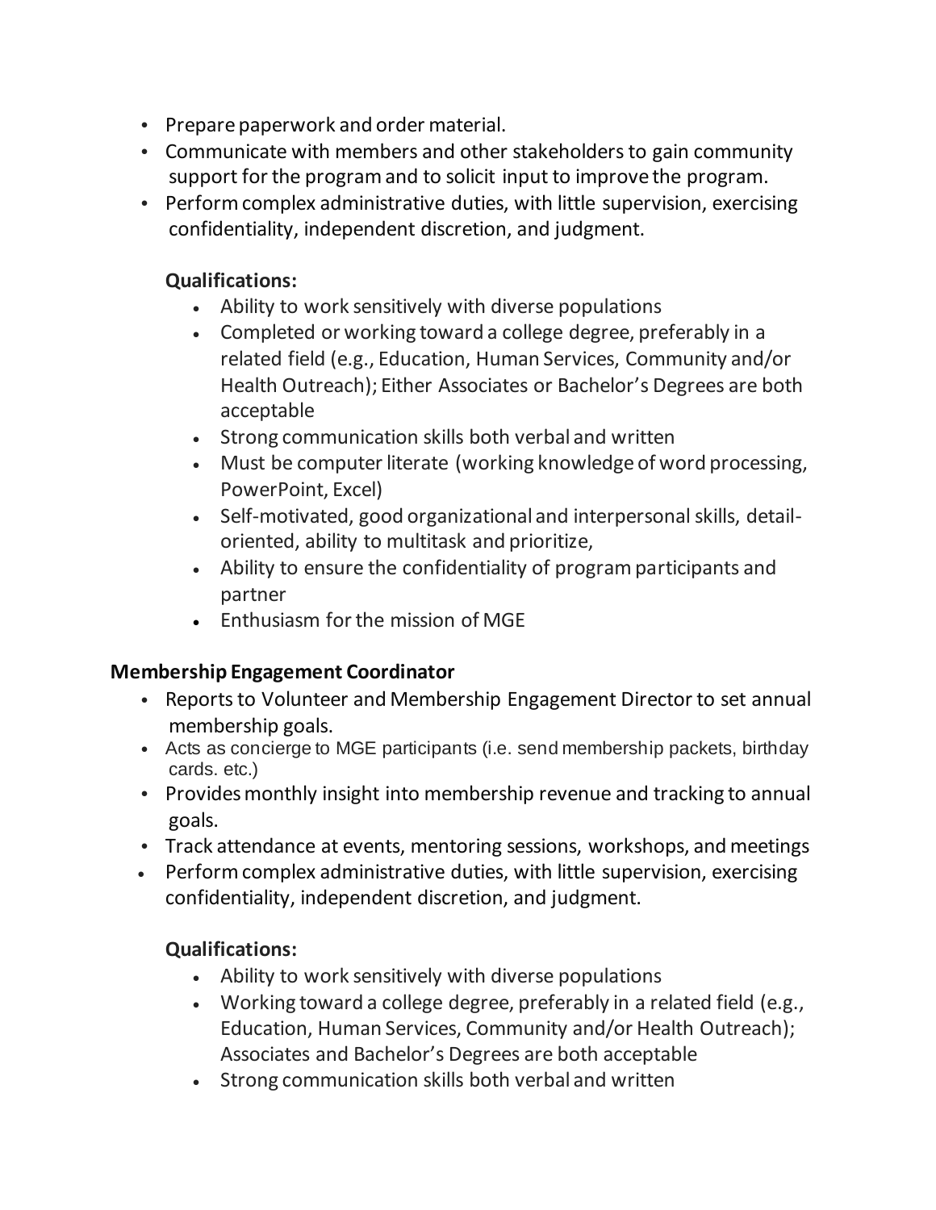- Prepare paperwork and order material.
- Communicate with members and other stakeholders to gain community support for the program and to solicit input to improve the program.
- Perform complex administrative duties, with little supervision, exercising confidentiality, independent discretion, and judgment.

**Qualifications:**

- Ability to work sensitively with diverse populations
- Completed or working toward a college degree, preferably in a related field (e.g., Education, Human Services, Community and/or Health Outreach); Either Associates or Bachelor's Degrees are both acceptable
- Strong communication skills both verbal and written
- Must be computer literate (working knowledge of word processing, PowerPoint, Excel)
- Self-motivated, good organizational and interpersonal skills, detail-oriented, ability to multitask and prioritize,
- Ability to ensure the confidentiality of program participants and partner
- Enthusiasm for the mission of MGE

**Membership Engagement Coordinator**

- Reports to Volunteer and Membership Engagement Director to set annual membership goals.
- Acts as concierge to MGE participants (i.e. send membership packets, birthday cards. etc.)
- Provides monthly insight into membership revenue and tracking to annual goals.
- Track attendance at events, mentoring sessions, workshops, and meetings
- Perform complex administrative duties, with little supervision, exercising confidentiality, independent discretion, and judgment.

**Qualifications:**

- Ability to work sensitively with diverse populations
- Working toward a college degree, preferably in a related field (e.g., Education, Human Services, Community and/or Health Outreach); Associates and Bachelor's Degrees are both acceptable
- Strong communication skills both verbal and written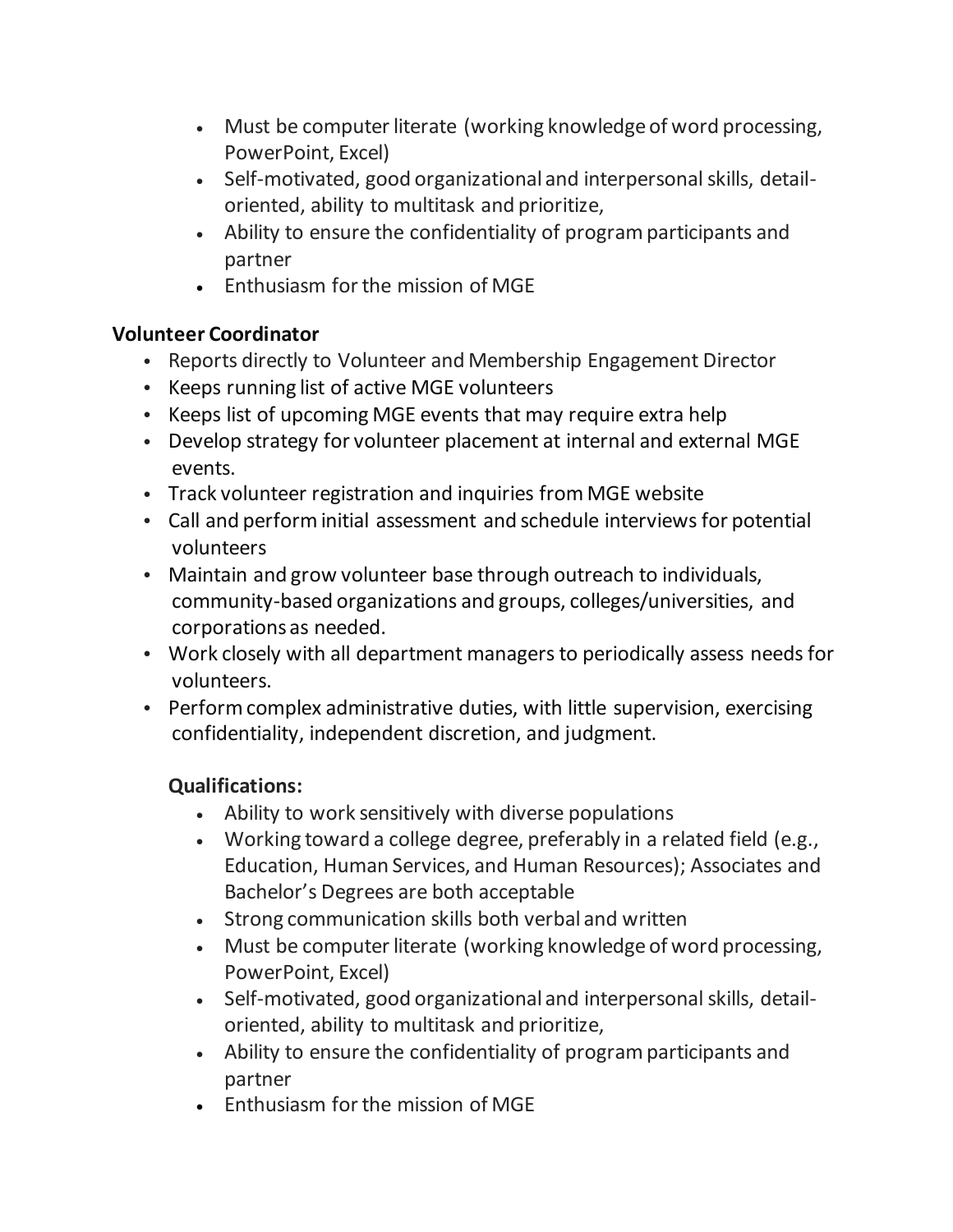- Must be computer literate (working knowledge of word processing, PowerPoint, Excel)
- Self-motivated, good organizational and interpersonal skills, detail-oriented, ability to multitask and prioritize,
- Ability to ensure the confidentiality of program participants and partner
- Enthusiasm for the mission of MGE

**Volunteer Coordinator**

- Reports directly to Volunteer and Membership Engagement Director
- Keeps running list of active MGE volunteers
- Keeps list of upcoming MGE events that may require extra help
- Develop strategy for volunteer placement at internal and external MGE events.
- Track volunteer registration and inquiries from MGE website
- Call and perform initial assessment and schedule interviews for potential volunteers
- Maintain and grow volunteer base through outreach to individuals, community-based organizations and groups, colleges/universities, and corporations as needed.
- Work closely with all department managers to periodically assess needs for volunteers.
- Perform complex administrative duties, with little supervision, exercising confidentiality, independent discretion, and judgment.

**Qualifications:**

- Ability to work sensitively with diverse populations
- Working toward a college degree, preferably in a related field (e.g., Education, Human Services, and Human Resources); Associates and Bachelor's Degrees are both acceptable
- Strong communication skills both verbal and written
- Must be computer literate (working knowledge of word processing, PowerPoint, Excel)
- Self-motivated, good organizational and interpersonal skills, detail-oriented, ability to multitask and prioritize,
- Ability to ensure the confidentiality of program participants and partner
- Enthusiasm for the mission of MGE